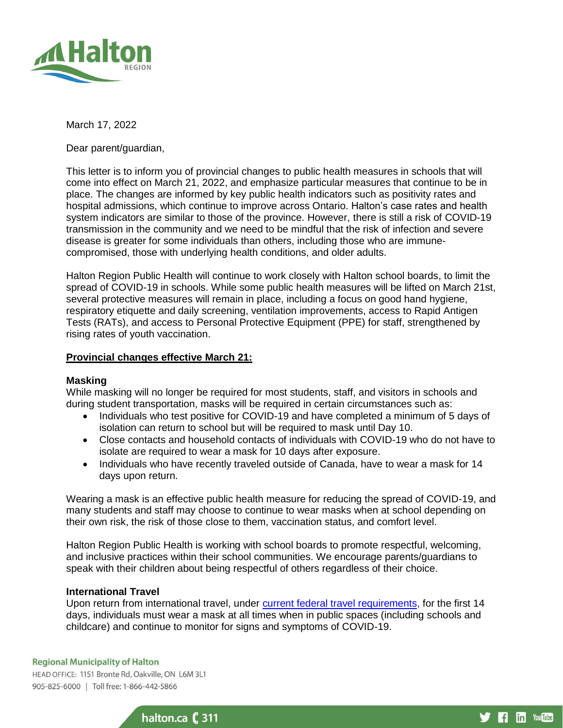March 17, 2022

Dear parent/guardian,

This letter is to inform you of provincial changes to public health measures in schools that will come into effect on March 21, 2022, and emphasize particular measures that continue to be in place. The changes are informed by key public health indicators such as positivity rates and hospital admissions, which continue to improve across Ontario. Halton's case rates and health system indicators are similar to those of the province. However, there is still a risk of COVID-19 transmission in the community and we need to be mindful that the risk of infection and severe disease is greater for some individuals than others, including those who are immune-compromised, those with underlying health conditions, and older adults.

Halton Region Public Health will continue to work closely with Halton school boards, to limit the spread of COVID-19 in schools. While some public health measures will be lifted on March 21st, several protective measures will remain in place, including a focus on good hand hygiene, respiratory etiquette and daily screening, ventilation improvements, access to Rapid Antigen Tests (RATs), and access to Personal Protective Equipment (PPE) for staff, strengthened by rising rates of youth vaccination.

**Provincial changes effective March 21:**

**Masking**

While masking will no longer be required for most students, staff, and visitors in schools and during student transportation, masks will be required in certain circumstances such as:

- Individuals who test positive for COVID-19 and have completed a minimum of 5 days of isolation can return to school but will be required to mask until Day 10.
- Close contacts and household contacts of individuals with COVID-19 who do not have to isolate are required to wear a mask for 10 days after exposure.
- Individuals who have recently traveled outside of Canada, have to wear a mask for 14 days upon return.

Wearing a mask is an effective public health measure for reducing the spread of COVID-19, and many students and staff may choose to continue to wear masks when at school depending on their own risk, the risk of those close to them, vaccination status, and comfort level.

Halton Region Public Health is working with school boards to promote respectful, welcoming, and inclusive practices within their school communities. We encourage parents/guardians to speak with their children about being respectful of others regardless of their choice.

**International Travel**

Upon return from international travel, under current federal travel requirements, for the first 14 days, individuals must wear a mask at all times when in public spaces (including schools and childcare) and continue to monitor for signs and symptoms of COVID-19.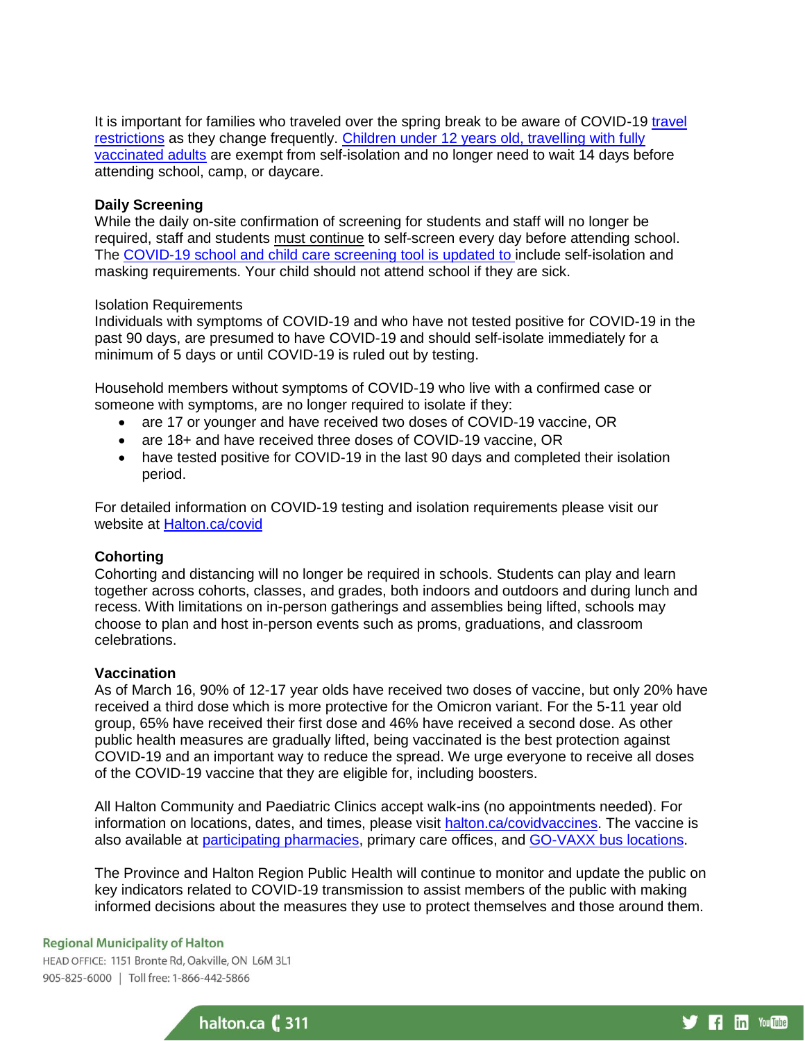It is important for families who traveled over the spring break to be aware of COVID-19 travel restrictions as they change frequently. Children under 12 years old, travelling with fully vaccinated adults are exempt from self-isolation and no longer need to wait 14 days before attending school, camp, or daycare.

**Daily Screening**

While the daily on-site confirmation of screening for students and staff will no longer be required, staff and students must continue to self-screen every day before attending school. The COVID-19 school and child care screening tool is updated to include self-isolation and masking requirements. Your child should not attend school if they are sick.

Isolation Requirements

Individuals with symptoms of COVID-19 and who have not tested positive for COVID-19 in the past 90 days, are presumed to have COVID-19 and should self-isolate immediately for a minimum of 5 days or until COVID-19 is ruled out by testing.

Household members without symptoms of COVID-19 who live with a confirmed case or someone with symptoms, are no longer required to isolate if they:

- are 17 or younger and have received two doses of COVID-19 vaccine, OR
- are 18+ and have received three doses of COVID-19 vaccine, OR
- have tested positive for COVID-19 in the last 90 days and completed their isolation period.

For detailed information on COVID-19 testing and isolation requirements please visit our website at Halton.ca/covid

**Cohorting**

Cohorting and distancing will no longer be required in schools. Students can play and learn together across cohorts, classes, and grades, both indoors and outdoors and during lunch and recess. With limitations on in-person gatherings and assemblies being lifted, schools may choose to plan and host in-person events such as proms, graduations, and classroom celebrations.

**Vaccination**

As of March 16, 90% of 12-17 year olds have received two doses of vaccine, but only 20% have received a third dose which is more protective for the Omicron variant. For the 5-11 year old group, 65% have received their first dose and 46% have received a second dose. As other public health measures are gradually lifted, being vaccinated is the best protection against COVID-19 and an important way to reduce the spread. We urge everyone to receive all doses of the COVID-19 vaccine that they are eligible for, including boosters.

All Halton Community and Paediatric Clinics accept walk-ins (no appointments needed). For information on locations, dates, and times, please visit halton.ca/covidvaccines. The vaccine is also available at participating pharmacies, primary care offices, and GO-VAXX bus locations.

The Province and Halton Region Public Health will continue to monitor and update the public on key indicators related to COVID-19 transmission to assist members of the public with making informed decisions about the measures they use to protect themselves and those around them.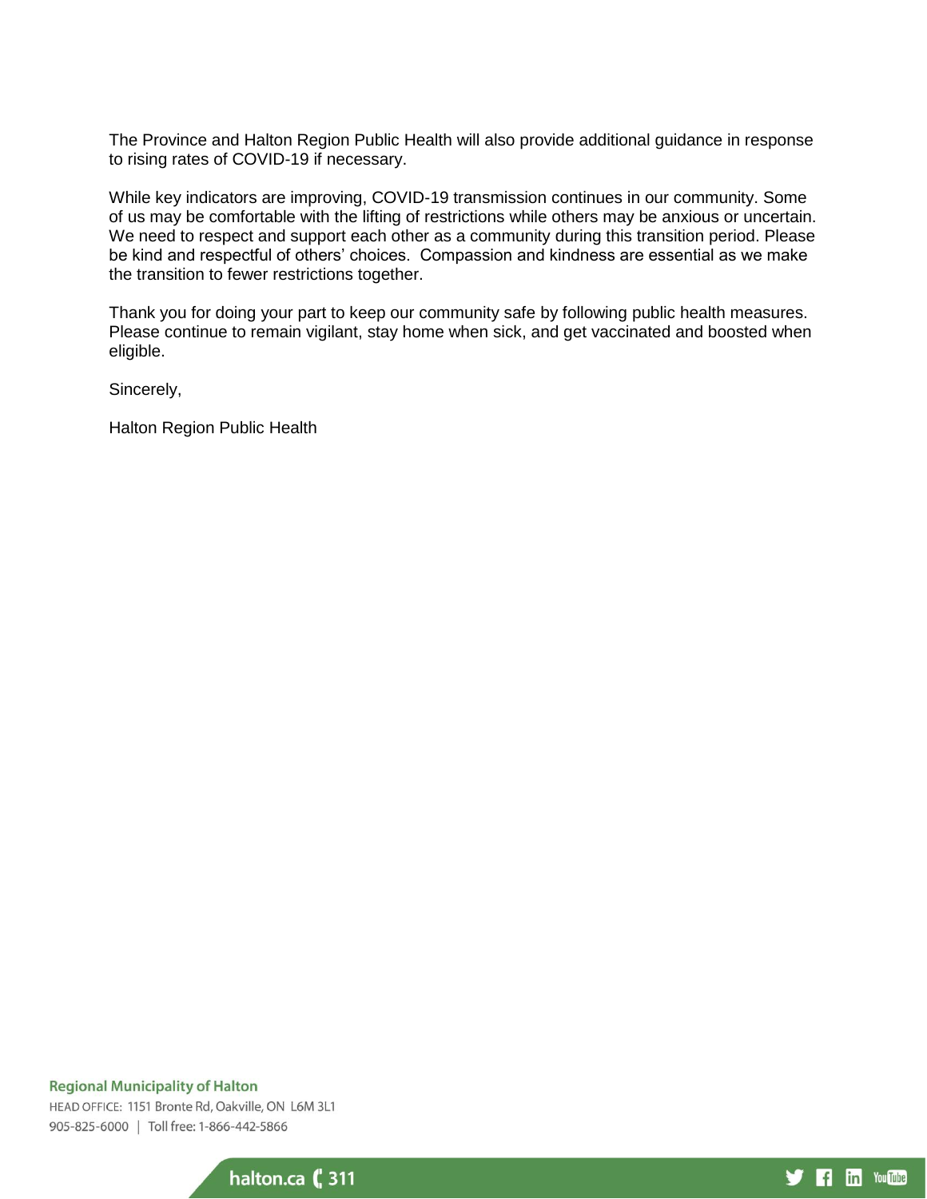The Province and Halton Region Public Health will also provide additional guidance in response to rising rates of COVID-19 if necessary.

While key indicators are improving, COVID-19 transmission continues in our community. Some of us may be comfortable with the lifting of restrictions while others may be anxious or uncertain. We need to respect and support each other as a community during this transition period. Please be kind and respectful of others' choices. Compassion and kindness are essential as we make the transition to fewer restrictions together.

Thank you for doing your part to keep our community safe by following public health measures. Please continue to remain vigilant, stay home when sick, and get vaccinated and boosted when eligible.

Sincerely,

Halton Region Public Health